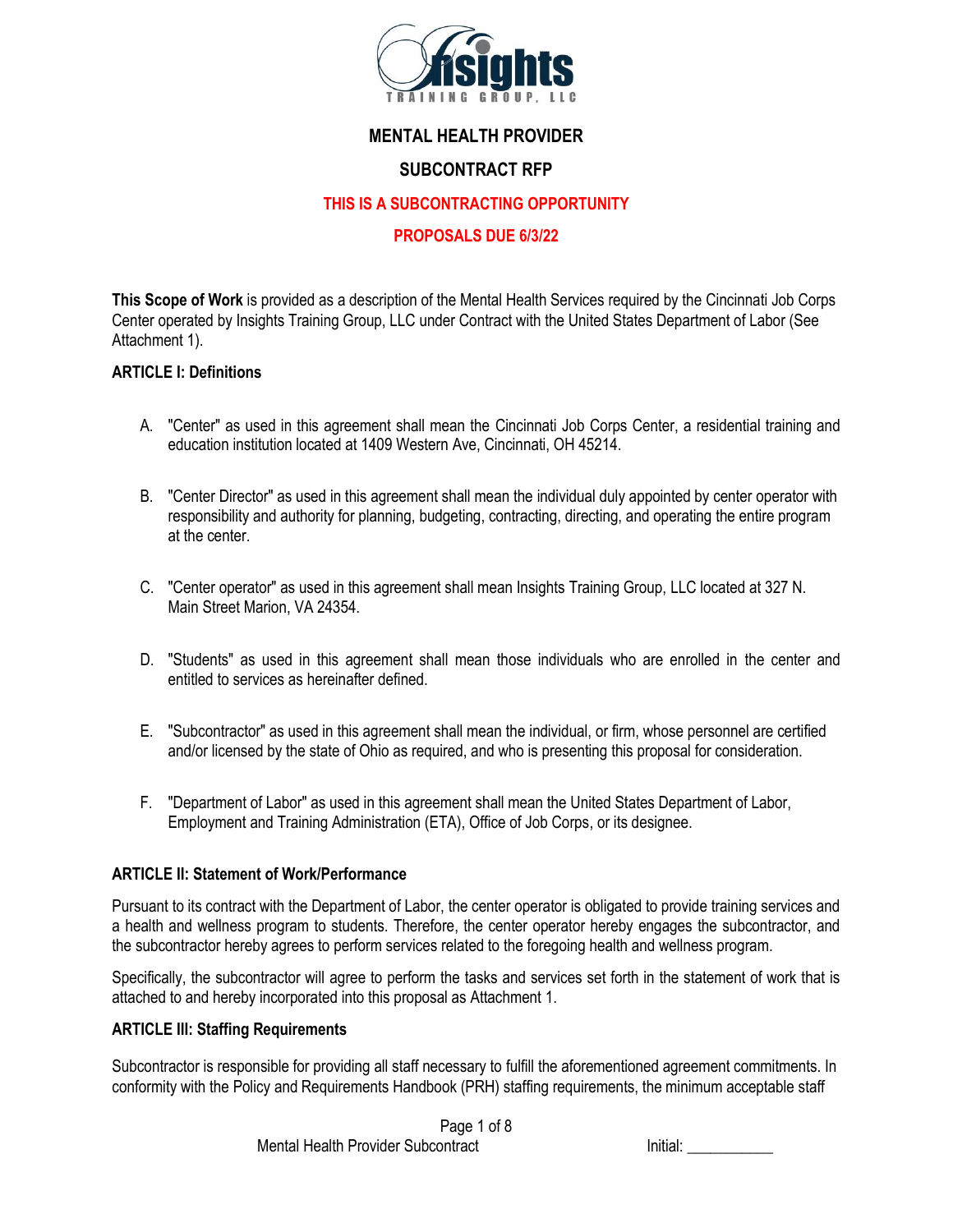# MENTAL HEALTH PROVIDER

## SUBCONTRACT RFP

**THIS IS A SUBCONTRACTING OPPORTUNITY**

**PROPOSALS DUE 6/3/22**

**This Scope of Work** is provided as a description of the Mental Health Services required by the Cincinnati Job Corps Center operated by Insights Training Group, LLC under Contract with the United States Department of Labor (See Attachment 1).

### ARTICLE I: Definitions

A. "Center" as used in this agreement shall mean the Cincinnati Job Corps Center, a residential training and education institution located at 1409 Western Ave, Cincinnati, OH 45214.

B. "Center Director" as used in this agreement shall mean the individual duly appointed by center operator with responsibility and authority for planning, budgeting, contracting, directing, and operating the entire program at the center.

C. "Center operator" as used in this agreement shall mean Insights Training Group, LLC located at 327 N. Main Street Marion, VA 24354.

D. "Students" as used in this agreement shall mean those individuals who are enrolled in the center and entitled to services as hereinafter defined.

E. "Subcontractor" as used in this agreement shall mean the individual, or firm, whose personnel are certified and/or licensed by the state of Ohio as required, and who is presenting this proposal for consideration.

F. "Department of Labor" as used in this agreement shall mean the United States Department of Labor, Employment and Training Administration (ETA), Office of Job Corps, or its designee.

### ARTICLE II: Statement of Work/Performance

Pursuant to its contract with the Department of Labor, the center operator is obligated to provide training services and a health and wellness program to students. Therefore, the center operator hereby engages the subcontractor, and the subcontractor hereby agrees to perform services related to the foregoing health and wellness program.

Specifically, the subcontractor will agree to perform the tasks and services set forth in the statement of work that is attached to and hereby incorporated into this proposal as Attachment 1.

### ARTICLE III: Staffing Requirements

Subcontractor is responsible for providing all staff necessary to fulfill the aforementioned agreement commitments. In conformity with the Policy and Requirements Handbook (PRH) staffing requirements, the minimum acceptable staff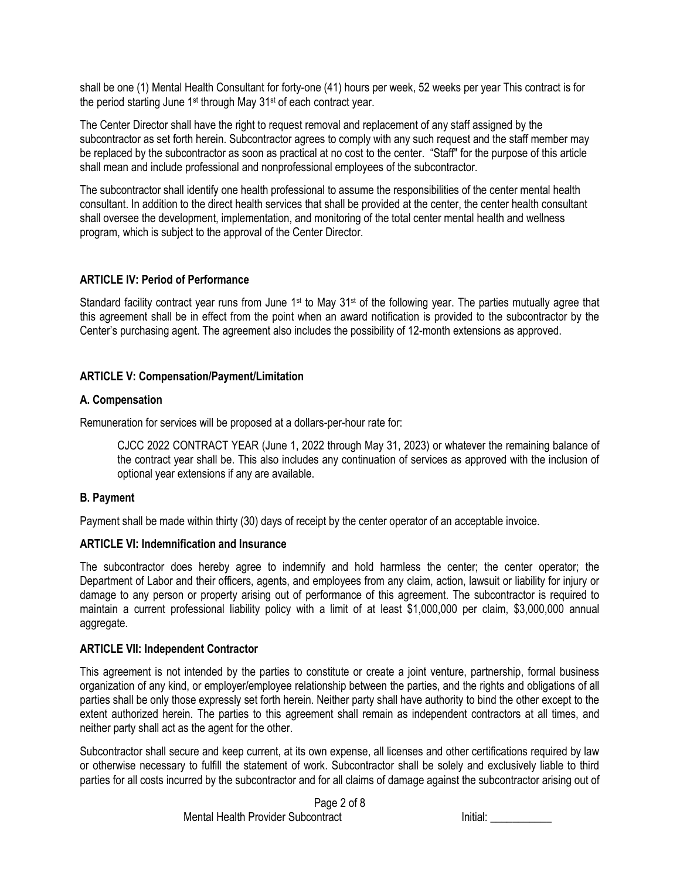shall be one (1) Mental Health Consultant for forty-one (41) hours per week, 52 weeks per year This contract is for the period starting June 1st through May 31st of each contract year.

The Center Director shall have the right to request removal and replacement of any staff assigned by the subcontractor as set forth herein. Subcontractor agrees to comply with any such request and the staff member may be replaced by the subcontractor as soon as practical at no cost to the center. "Staff" for the purpose of this article shall mean and include professional and nonprofessional employees of the subcontractor.

The subcontractor shall identify one health professional to assume the responsibilities of the center mental health consultant. In addition to the direct health services that shall be provided at the center, the center health consultant shall oversee the development, implementation, and monitoring of the total center mental health and wellness program, which is subject to the approval of the Center Director.

### ARTICLE IV: Period of Performance

Standard facility contract year runs from June 1st to May 31st of the following year. The parties mutually agree that this agreement shall be in effect from the point when an award notification is provided to the subcontractor by the Center's purchasing agent. The agreement also includes the possibility of 12-month extensions as approved.

### ARTICLE V: Compensation/Payment/Limitation

#### A. Compensation

Remuneration for services will be proposed at a dollars-per-hour rate for:

> CJCC 2022 CONTRACT YEAR (June 1, 2022 through May 31, 2023) or whatever the remaining balance of the contract year shall be. This also includes any continuation of services as approved with the inclusion of optional year extensions if any are available.

#### B. Payment

Payment shall be made within thirty (30) days of receipt by the center operator of an acceptable invoice.

### ARTICLE VI: Indemnification and Insurance

The subcontractor does hereby agree to indemnify and hold harmless the center; the center operator; the Department of Labor and their officers, agents, and employees from any claim, action, lawsuit or liability for injury or damage to any person or property arising out of performance of this agreement. The subcontractor is required to maintain a current professional liability policy with a limit of at least $1,000,000 per claim, $3,000,000 annual aggregate.

### ARTICLE VII: Independent Contractor

This agreement is not intended by the parties to constitute or create a joint venture, partnership, formal business organization of any kind, or employer/employee relationship between the parties, and the rights and obligations of all parties shall be only those expressly set forth herein. Neither party shall have authority to bind the other except to the extent authorized herein. The parties to this agreement shall remain as independent contractors at all times, and neither party shall act as the agent for the other.

Subcontractor shall secure and keep current, at its own expense, all licenses and other certifications required by law or otherwise necessary to fulfill the statement of work. Subcontractor shall be solely and exclusively liable to third parties for all costs incurred by the subcontractor and for all claims of damage against the subcontractor arising out of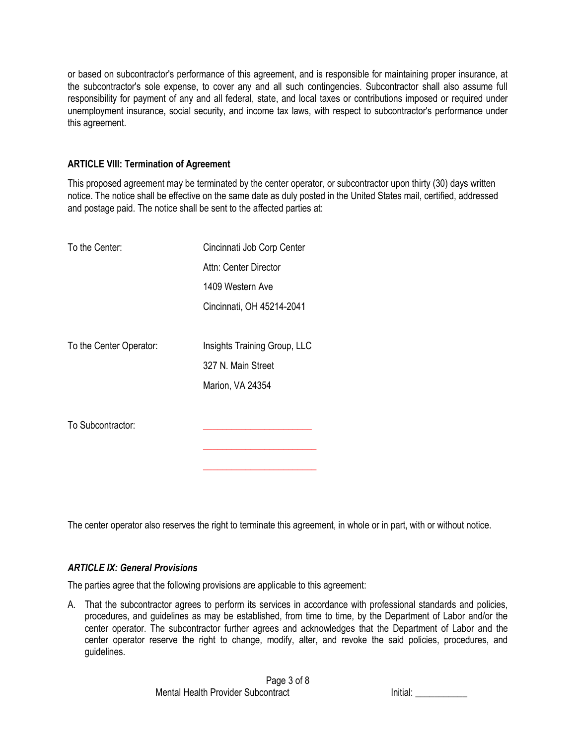or based on subcontractor's performance of this agreement, and is responsible for maintaining proper insurance, at the subcontractor's sole expense, to cover any and all such contingencies. Subcontractor shall also assume full responsibility for payment of any and all federal, state, and local taxes or contributions imposed or required under unemployment insurance, social security, and income tax laws, with respect to subcontractor's performance under this agreement.

**ARTICLE VIII: Termination of Agreement**

This proposed agreement may be terminated by the center operator, or subcontractor upon thirty (30) days written notice. The notice shall be effective on the same date as duly posted in the United States mail, certified, addressed and postage paid. The notice shall be sent to the affected parties at:

To the Center:

Cincinnati Job Corp Center
Attn: Center Director
1409 Western Ave
Cincinnati, OH 45214-2041

To the Center Operator:

Insights Training Group, LLC
327 N. Main Street
Marion, VA 24354

To Subcontractor:

______________________
______________________
______________________

The center operator also reserves the right to terminate this agreement, in whole or in part, with or without notice.

***ARTICLE IX: General Provisions***

The parties agree that the following provisions are applicable to this agreement:

A. That the subcontractor agrees to perform its services in accordance with professional standards and policies, procedures, and guidelines as may be established, from time to time, by the Department of Labor and/or the center operator. The subcontractor further agrees and acknowledges that the Department of Labor and the center operator reserve the right to change, modify, alter, and revoke the said policies, procedures, and guidelines.

Mental Health Provider Subcontract Initial: ___________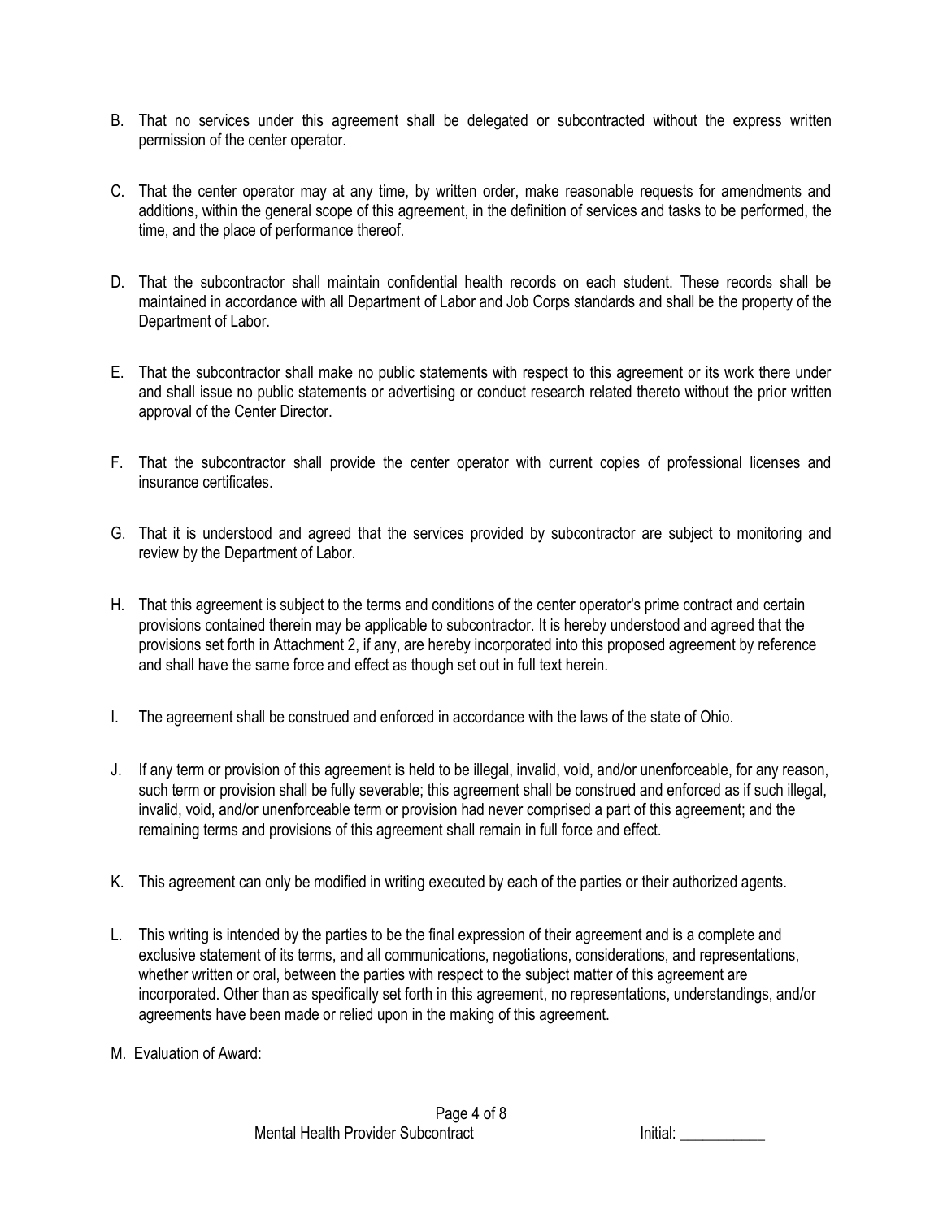B. That no services under this agreement shall be delegated or subcontracted without the express written permission of the center operator.

C. That the center operator may at any time, by written order, make reasonable requests for amendments and additions, within the general scope of this agreement, in the definition of services and tasks to be performed, the time, and the place of performance thereof.

D. That the subcontractor shall maintain confidential health records on each student. These records shall be maintained in accordance with all Department of Labor and Job Corps standards and shall be the property of the Department of Labor.

E. That the subcontractor shall make no public statements with respect to this agreement or its work there under and shall issue no public statements or advertising or conduct research related thereto without the prior written approval of the Center Director.

F. That the subcontractor shall provide the center operator with current copies of professional licenses and insurance certificates.

G. That it is understood and agreed that the services provided by subcontractor are subject to monitoring and review by the Department of Labor.

H. That this agreement is subject to the terms and conditions of the center operator's prime contract and certain provisions contained therein may be applicable to subcontractor. It is hereby understood and agreed that the provisions set forth in Attachment 2, if any, are hereby incorporated into this proposed agreement by reference and shall have the same force and effect as though set out in full text herein.

I. The agreement shall be construed and enforced in accordance with the laws of the state of Ohio.

J. If any term or provision of this agreement is held to be illegal, invalid, void, and/or unenforceable, for any reason, such term or provision shall be fully severable; this agreement shall be construed and enforced as if such illegal, invalid, void, and/or unenforceable term or provision had never comprised a part of this agreement; and the remaining terms and provisions of this agreement shall remain in full force and effect.

K. This agreement can only be modified in writing executed by each of the parties or their authorized agents.

L. This writing is intended by the parties to be the final expression of their agreement and is a complete and exclusive statement of its terms, and all communications, negotiations, considerations, and representations, whether written or oral, between the parties with respect to the subject matter of this agreement are incorporated. Other than as specifically set forth in this agreement, no representations, understandings, and/or agreements have been made or relied upon in the making of this agreement.

M. Evaluation of Award:

Initial: ___________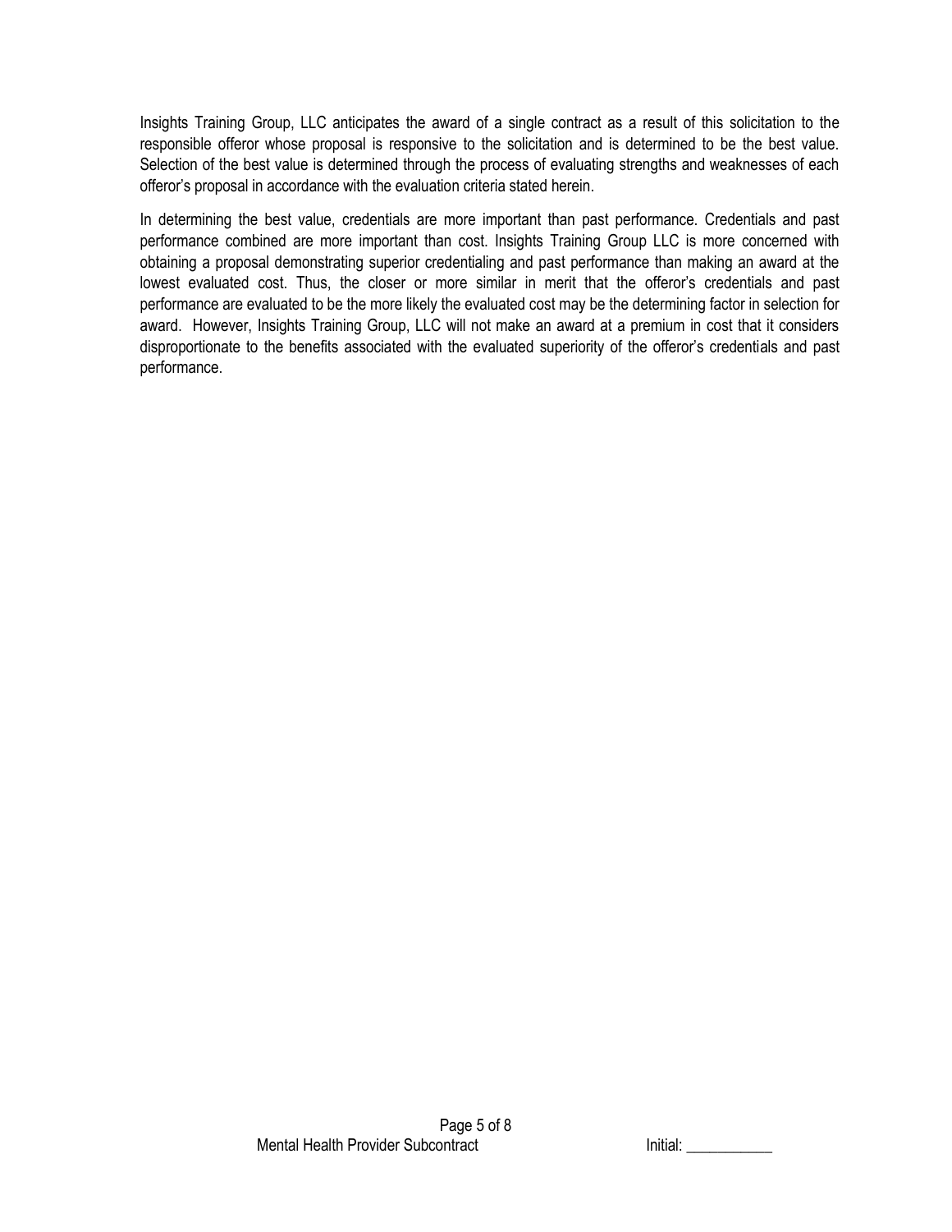Insights Training Group, LLC anticipates the award of a single contract as a result of this solicitation to the responsible offeror whose proposal is responsive to the solicitation and is determined to be the best value. Selection of the best value is determined through the process of evaluating strengths and weaknesses of each offeror's proposal in accordance with the evaluation criteria stated herein.

In determining the best value, credentials are more important than past performance. Credentials and past performance combined are more important than cost. Insights Training Group LLC is more concerned with obtaining a proposal demonstrating superior credentialing and past performance than making an award at the lowest evaluated cost. Thus, the closer or more similar in merit that the offeror's credentials and past performance are evaluated to be the more likely the evaluated cost may be the determining factor in selection for award. However, Insights Training Group, LLC will not make an award at a premium in cost that it considers disproportionate to the benefits associated with the evaluated superiority of the offeror's credentials and past performance.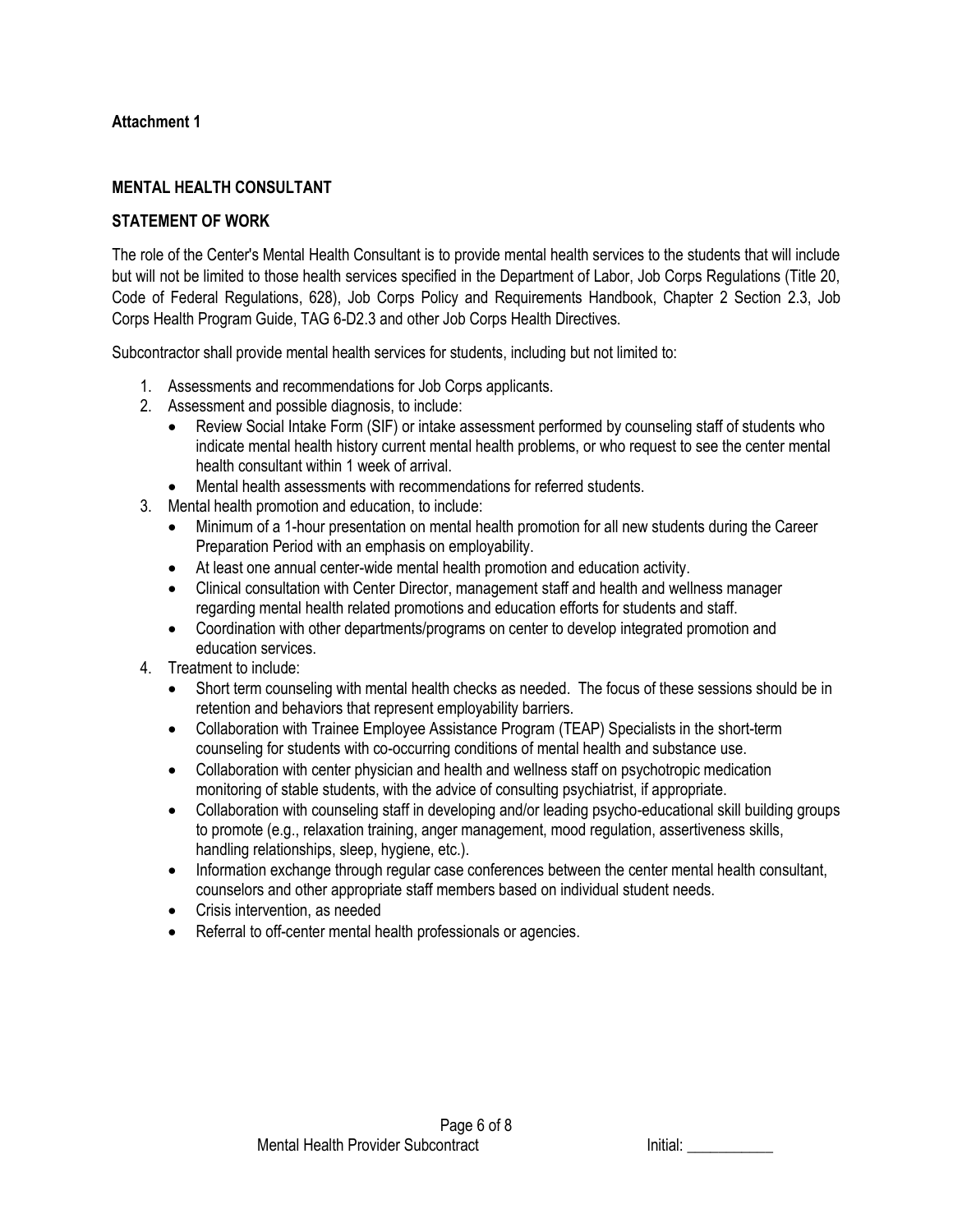**Attachment 1**

**MENTAL HEALTH CONSULTANT**

**STATEMENT OF WORK**

The role of the Center's Mental Health Consultant is to provide mental health services to the students that will include but will not be limited to those health services specified in the Department of Labor, Job Corps Regulations (Title 20, Code of Federal Regulations, 628), Job Corps Policy and Requirements Handbook, Chapter 2 Section 2.3, Job Corps Health Program Guide, TAG 6-D2.3 and other Job Corps Health Directives.

Subcontractor shall provide mental health services for students, including but not limited to:

1. Assessments and recommendations for Job Corps applicants.
2. Assessment and possible diagnosis, to include:
   - Review Social Intake Form (SIF) or intake assessment performed by counseling staff of students who indicate mental health history current mental health problems, or who request to see the center mental health consultant within 1 week of arrival.
   - Mental health assessments with recommendations for referred students.
3. Mental health promotion and education, to include:
   - Minimum of a 1-hour presentation on mental health promotion for all new students during the Career Preparation Period with an emphasis on employability.
   - At least one annual center-wide mental health promotion and education activity.
   - Clinical consultation with Center Director, management staff and health and wellness manager regarding mental health related promotions and education efforts for students and staff.
   - Coordination with other departments/programs on center to develop integrated promotion and education services.
4. Treatment to include:
   - Short term counseling with mental health checks as needed. The focus of these sessions should be in retention and behaviors that represent employability barriers.
   - Collaboration with Trainee Employee Assistance Program (TEAP) Specialists in the short-term counseling for students with co-occurring conditions of mental health and substance use.
   - Collaboration with center physician and health and wellness staff on psychotropic medication monitoring of stable students, with the advice of consulting psychiatrist, if appropriate.
   - Collaboration with counseling staff in developing and/or leading psycho-educational skill building groups to promote (e.g., relaxation training, anger management, mood regulation, assertiveness skills, handling relationships, sleep, hygiene, etc.).
   - Information exchange through regular case conferences between the center mental health consultant, counselors and other appropriate staff members based on individual student needs.
   - Crisis intervention, as needed
   - Referral to off-center mental health professionals or agencies.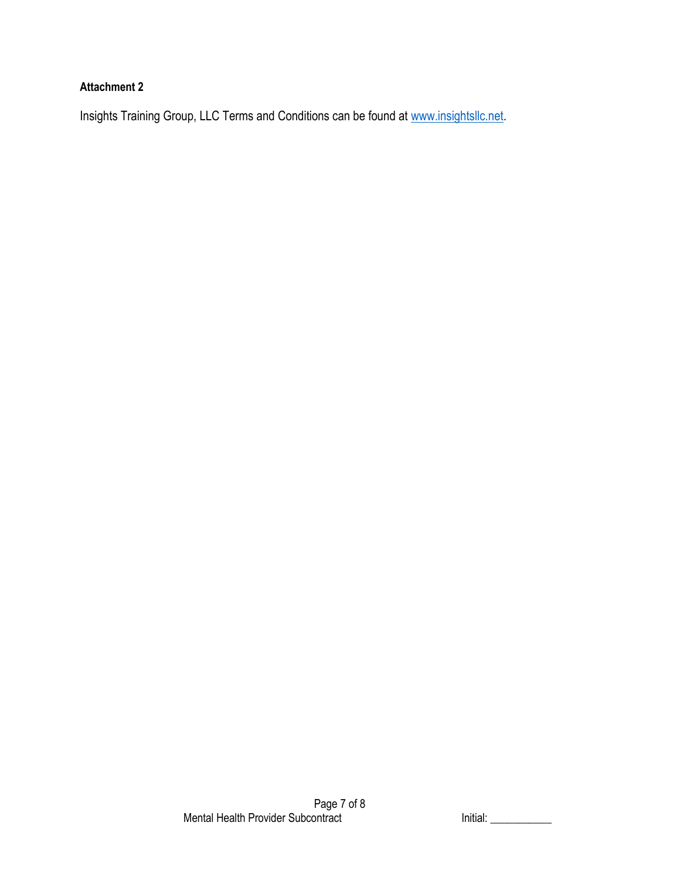**Attachment 2**

Insights Training Group, LLC Terms and Conditions can be found at www.insightsllc.net.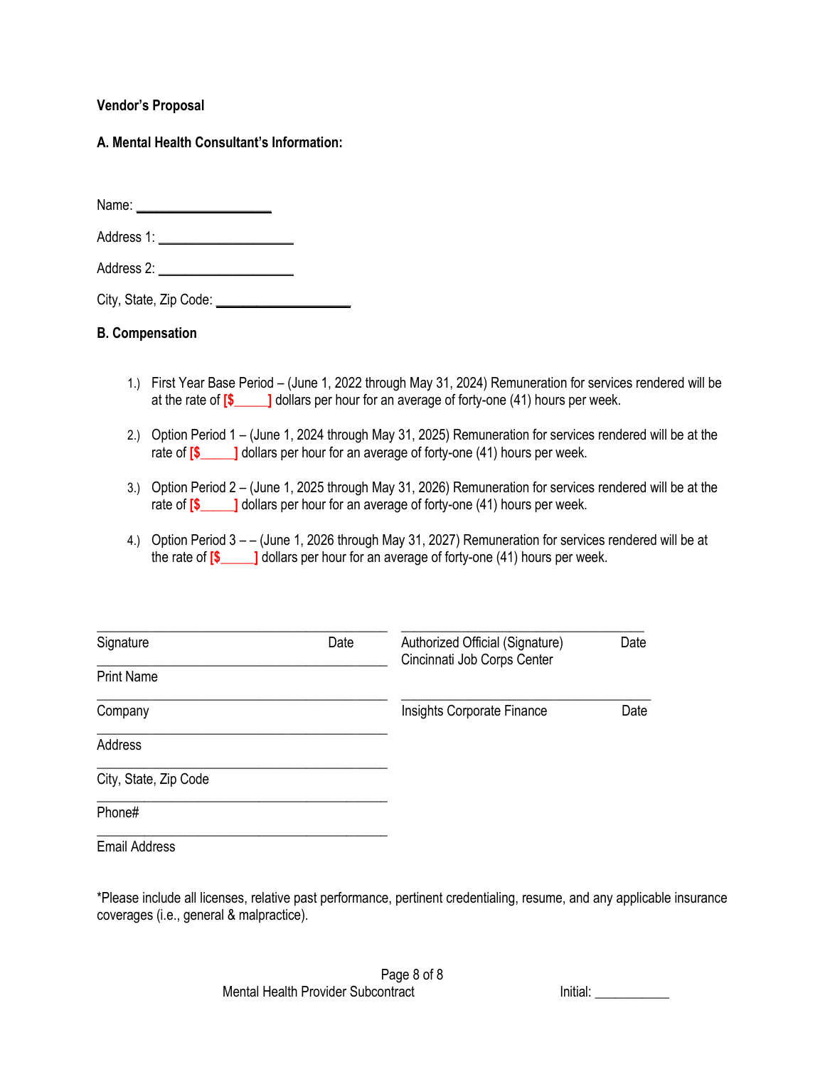**Vendor's Proposal**

**A. Mental Health Consultant's Information:**

Name: ____________________

Address 1: ____________________

Address 2: ____________________

City, State, Zip Code: ____________________

**B. Compensation**

1.) First Year Base Period – (June 1, 2022 through May 31, 2024) Remuneration for services rendered will be at the rate of [$_____] dollars per hour for an average of forty-one (41) hours per week.

2.) Option Period 1 – (June 1, 2024 through May 31, 2025) Remuneration for services rendered will be at the rate of [$_____] dollars per hour for an average of forty-one (41) hours per week.

3.) Option Period 2 – (June 1, 2025 through May 31, 2026) Remuneration for services rendered will be at the rate of [$_____] dollars per hour for an average of forty-one (41) hours per week.

4.) Option Period 3 – – (June 1, 2026 through May 31, 2027) Remuneration for services rendered will be at the rate of [$_____] dollars per hour for an average of forty-one (41) hours per week.

| | | | |
|---|---|---|---|
| Signature | Date | Authorized Official (Signature) Cincinnati Job Corps Center | Date |
| Print Name | | | |
| Company | | Insights Corporate Finance | Date |
| Address | | | |
| City, State, Zip Code | | | |
| Phone# | | | |
| Email Address | | | |

*Please include all licenses, relative past performance, pertinent credentialing, resume, and any applicable insurance coverages (i.e., general & malpractice).

Mental Health Provider Subcontract

Initial: ___________